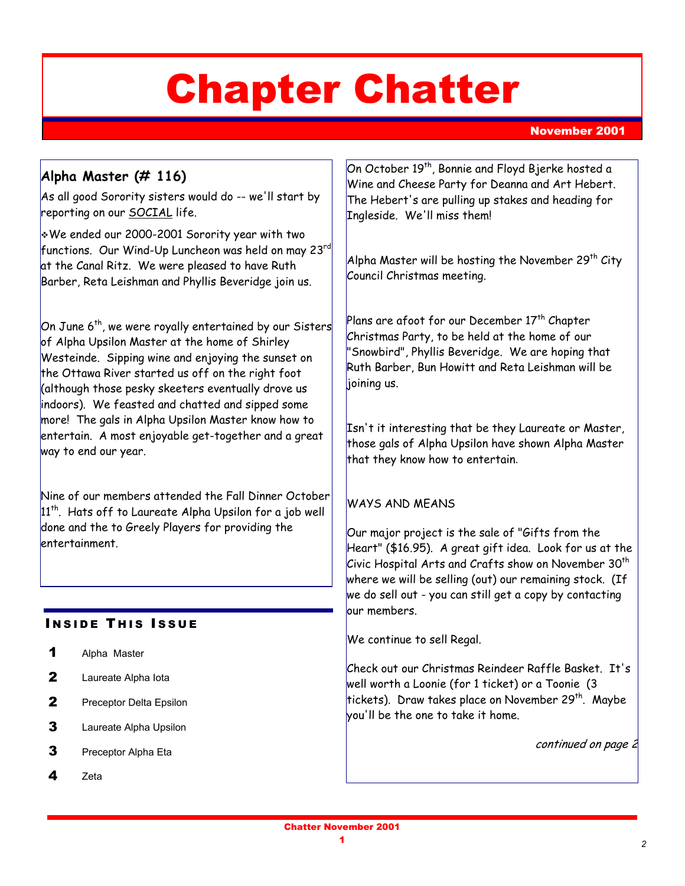# Chapter Chatter

**November 2001**

## Alpha Master (# 116)

As all good Sorority sisters would do -- we'll start by reporting on our SOCIAL life.

- We ended our 2000-2001 Sorority year with two functions. Our Wind-Up Luncheon was held on may 23rd at the Canal Ritz. We were pleased to have Ruth Barber, Reta Leishman and Phyllis Beveridge join us.

On June 6th, we were royally entertained by our Sisters of Alpha Upsilon Master at the home of Shirley Westeinde. Sipping wine and enjoying the sunset on the Ottawa River started us off on the right foot (although those pesky skeeters eventually drove us indoors). We feasted and chatted and sipped some more! The gals in Alpha Upsilon Master know how to entertain. A most enjoyable get-together and a great way to end our year.

Nine of our members attended the Fall Dinner October 11th. Hats off to Laureate Alpha Upsilon for a job well done and the to Greely Players for providing the entertainment.

On October 19th, Bonnie and Floyd Bjerke hosted a Wine and Cheese Party for Deanna and Art Hebert. The Hebert's are pulling up stakes and heading for Ingleside. We'll miss them!

Alpha Master will be hosting the November 29th City Council Christmas meeting.

Plans are afoot for our December 17th Chapter Christmas Party, to be held at the home of our "Snowbird", Phyllis Beveridge. We are hoping that Ruth Barber, Bun Howitt and Reta Leishman will be joining us.

Isn't it interesting that be they Laureate or Master, those gals of Alpha Upsilon have shown Alpha Master that they know how to entertain.

WAYS AND MEANS

Our major project is the sale of "Gifts from the Heart" ($16.95). A great gift idea. Look for us at the Civic Hospital Arts and Crafts show on November 30th where we will be selling (out) our remaining stock. (If we do sell out - you can still get a copy by contacting our members.

We continue to sell Regal.

Check out our Christmas Reindeer Raffle Basket. It's well worth a Loonie (for 1 ticket) or a Toonie (3 tickets). Draw takes place on November 29th. Maybe you'll be the one to take it home.

*continued on page 2*

### Inside This Issue

| | |
|---|---|
| 1 | Alpha Master |
| 2 | Laureate Alpha Iota |
| 2 | Preceptor Delta Epsilon |
| 3 | Laureate Alpha Upsilon |
| 3 | Preceptor Alpha Eta |
| 4 | Zeta |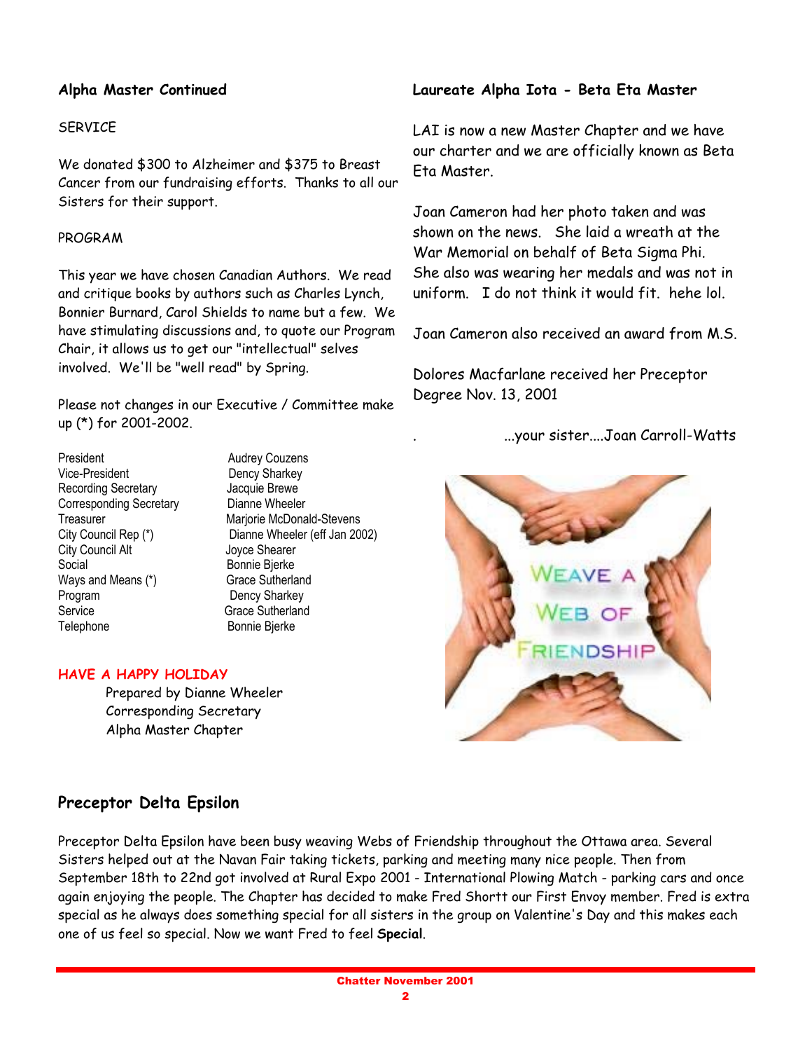### Alpha Master Continued

SERVICE

We donated $300 to Alzheimer and $375 to Breast Cancer from our fundraising efforts. Thanks to all our Sisters for their support.

PROGRAM

This year we have chosen Canadian Authors. We read and critique books by authors such as Charles Lynch, Bonnier Burnard, Carol Shields to name but a few. We have stimulating discussions and, to quote our Program Chair, it allows us to get our "intellectual" selves involved. We'll be "well read" by Spring.

Please not changes in our Executive / Committee make up (*) for 2001-2002.

| | |
|---|---|
| President | Audrey Couzens |
| Vice-President | Dency Sharkey |
| Recording Secretary | Jacquie Brewe |
| Corresponding Secretary | Dianne Wheeler |
| Treasurer | Marjorie McDonald-Stevens |
| City Council Rep (*) | Dianne Wheeler (eff Jan 2002) |
| City Council Alt | Joyce Shearer |
| Social | Bonnie Bjerke |
| Ways and Means (*) | Grace Sutherland |
| Program | Dency Sharkey |
| Service | Grace Sutherland |
| Telephone | Bonnie Bjerke |

**HAVE A HAPPY HOLIDAY**

Prepared by Dianne Wheeler
Corresponding Secretary
Alpha Master Chapter

### Laureate Alpha Iota - Beta Eta Master

LAI is now a new Master Chapter and we have our charter and we are officially known as Beta Eta Master.

Joan Cameron had her photo taken and was shown on the news. She laid a wreath at the War Memorial on behalf of Beta Sigma Phi. She also was wearing her medals and was not in uniform. I do not think it would fit. hehe lol.

Joan Cameron also received an award from M.S.

Dolores Macfarlane received her Preceptor Degree Nov. 13, 2001

...your sister....Joan Carroll-Watts

## Preceptor Delta Epsilon

Preceptor Delta Epsilon have been busy weaving Webs of Friendship throughout the Ottawa area. Several Sisters helped out at the Navan Fair taking tickets, parking and meeting many nice people. Then from September 18th to 22nd got involved at Rural Expo 2001 - International Plowing Match - parking cars and once again enjoying the people. The Chapter has decided to make Fred Shortt our First Envoy member. Fred is extra special as he always does something special for all sisters in the group on Valentine's Day and this makes each one of us feel so special. Now we want Fred to feel **Special**.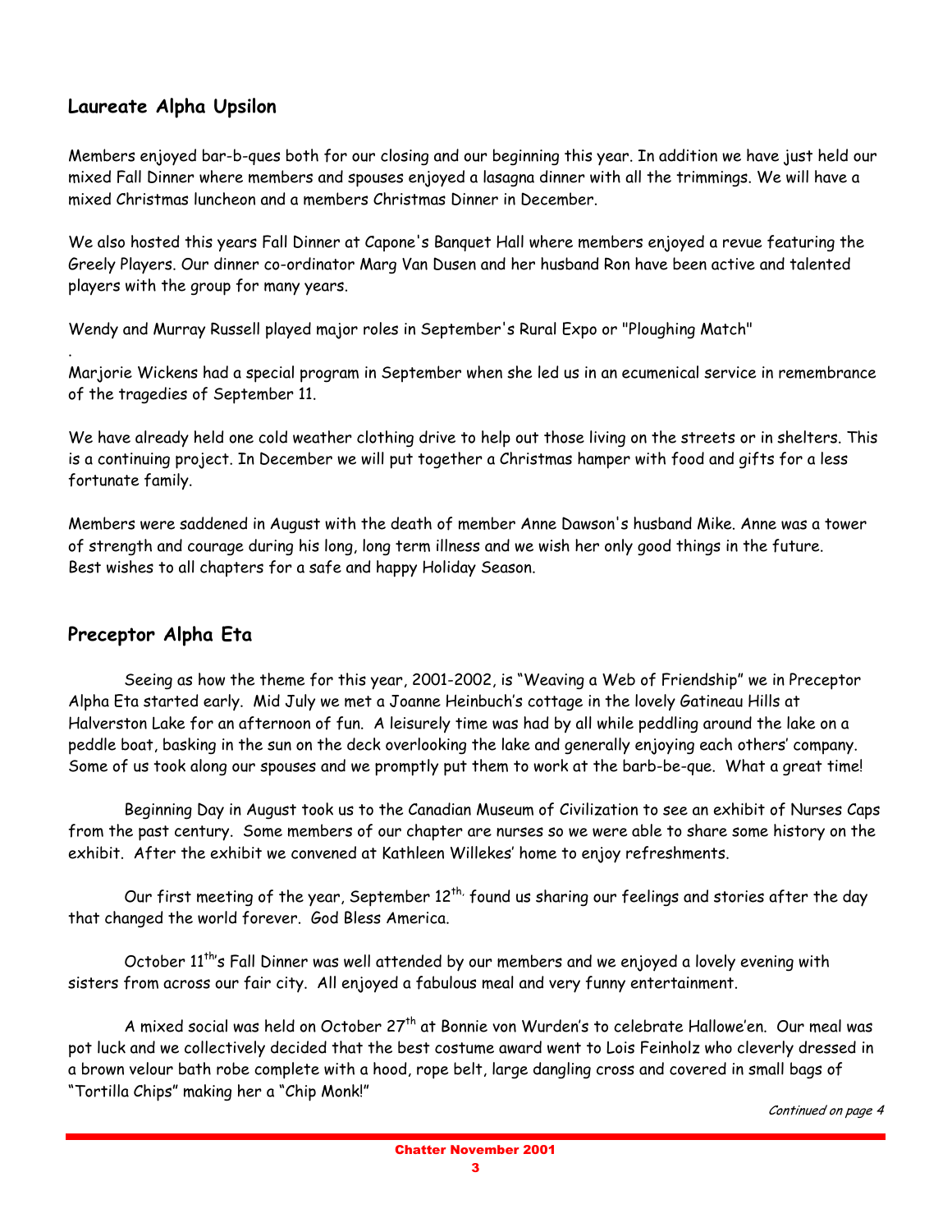## Laureate Alpha Upsilon

Members enjoyed bar-b-ques both for our closing and our beginning this year. In addition we have just held our mixed Fall Dinner where members and spouses enjoyed a lasagna dinner with all the trimmings. We will have a mixed Christmas luncheon and a members Christmas Dinner in December.

We also hosted this years Fall Dinner at Capone's Banquet Hall where members enjoyed a revue featuring the Greely Players. Our dinner co-ordinator Marg Van Dusen and her husband Ron have been active and talented players with the group for many years.

Wendy and Murray Russell played major roles in September's Rural Expo or "Ploughing Match"

.
Marjorie Wickens had a special program in September when she led us in an ecumenical service in remembrance of the tragedies of September 11.

We have already held one cold weather clothing drive to help out those living on the streets or in shelters. This is a continuing project. In December we will put together a Christmas hamper with food and gifts for a less fortunate family.

Members were saddened in August with the death of member Anne Dawson's husband Mike. Anne was a tower of strength and courage during his long, long term illness and we wish her only good things in the future.
Best wishes to all chapters for a safe and happy Holiday Season.

## Preceptor Alpha Eta

Seeing as how the theme for this year, 2001-2002, is "Weaving a Web of Friendship" we in Preceptor Alpha Eta started early. Mid July we met a Joanne Heinbuch's cottage in the lovely Gatineau Hills at Halverston Lake for an afternoon of fun. A leisurely time was had by all while peddling around the lake on a peddle boat, basking in the sun on the deck overlooking the lake and generally enjoying each others' company. Some of us took along our spouses and we promptly put them to work at the barb-be-que. What a great time!

Beginning Day in August took us to the Canadian Museum of Civilization to see an exhibit of Nurses Caps from the past century. Some members of our chapter are nurses so we were able to share some history on the exhibit. After the exhibit we convened at Kathleen Willekes' home to enjoy refreshments.

Our first meeting of the year, September 12th, found us sharing our feelings and stories after the day that changed the world forever. God Bless America.

October 11th's Fall Dinner was well attended by our members and we enjoyed a lovely evening with sisters from across our fair city. All enjoyed a fabulous meal and very funny entertainment.

A mixed social was held on October 27th at Bonnie von Wurden's to celebrate Hallowe'en. Our meal was pot luck and we collectively decided that the best costume award went to Lois Feinholz who cleverly dressed in a brown velour bath robe complete with a hood, rope belt, large dangling cross and covered in small bags of "Tortilla Chips" making her a "Chip Monk!"

*Continued on page 4*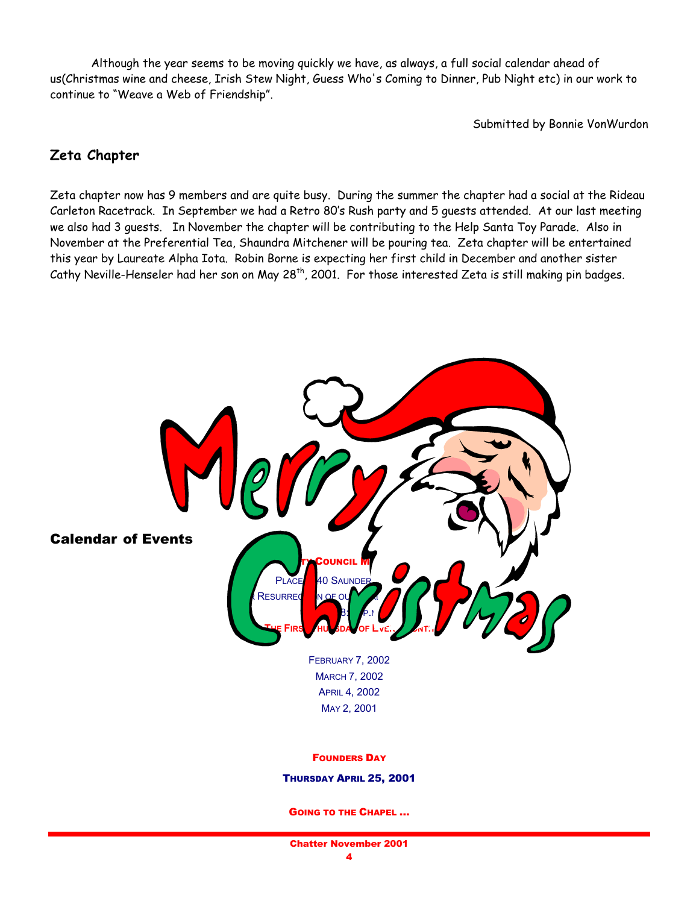Although the year seems to be moving quickly we have, as always, a full social calendar ahead of us(Christmas wine and cheese, Irish Stew Night, Guess Who's Coming to Dinner, Pub Night etc) in our work to continue to "Weave a Web of Friendship".

Submitted by Bonnie VonWurdon

## Zeta Chapter

Zeta chapter now has 9 members and are quite busy. During the summer the chapter had a social at the Rideau Carleton Racetrack. In September we had a Retro 80's Rush party and 5 guests attended. At our last meeting we also had 3 guests. In November the chapter will be contributing to the Help Santa Toy Parade. Also in November at the Preferential Tea, Shaundra Mitchener will be pouring tea. Zeta chapter will be entertained this year by Laureate Alpha Iota. Robin Borne is expecting her first child in December and another sister Cathy Neville-Henseler had her son on May 28th, 2001. For those interested Zeta is still making pin badges.

## Calendar of Events

**...ty Council M...**

Place ... 40 Saunder...

...Resurrec...n of ou...

...8:... p.m.

**The Firs... Thu...sda... of Eve...nt...**

February 7, 2002

March 7, 2002

April 4, 2002

May 2, 2001

**Founders Day**

**Thursday April 25, 2001**

**Going to the Chapel ...**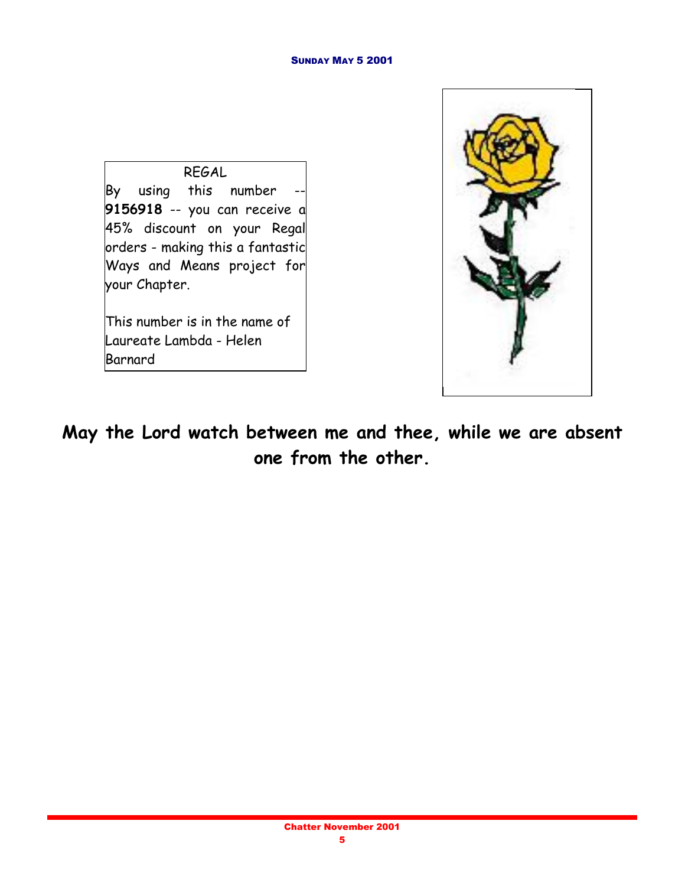**SUNDAY MAY 5 2001**

REGAL

By using this number -- **9156918** -- you can receive a 45% discount on your Regal orders - making this a fantastic Ways and Means project for your Chapter.

This number is in the name of Laureate Lambda - Helen Barnard

**May the Lord watch between me and thee, while we are absent one from the other.**